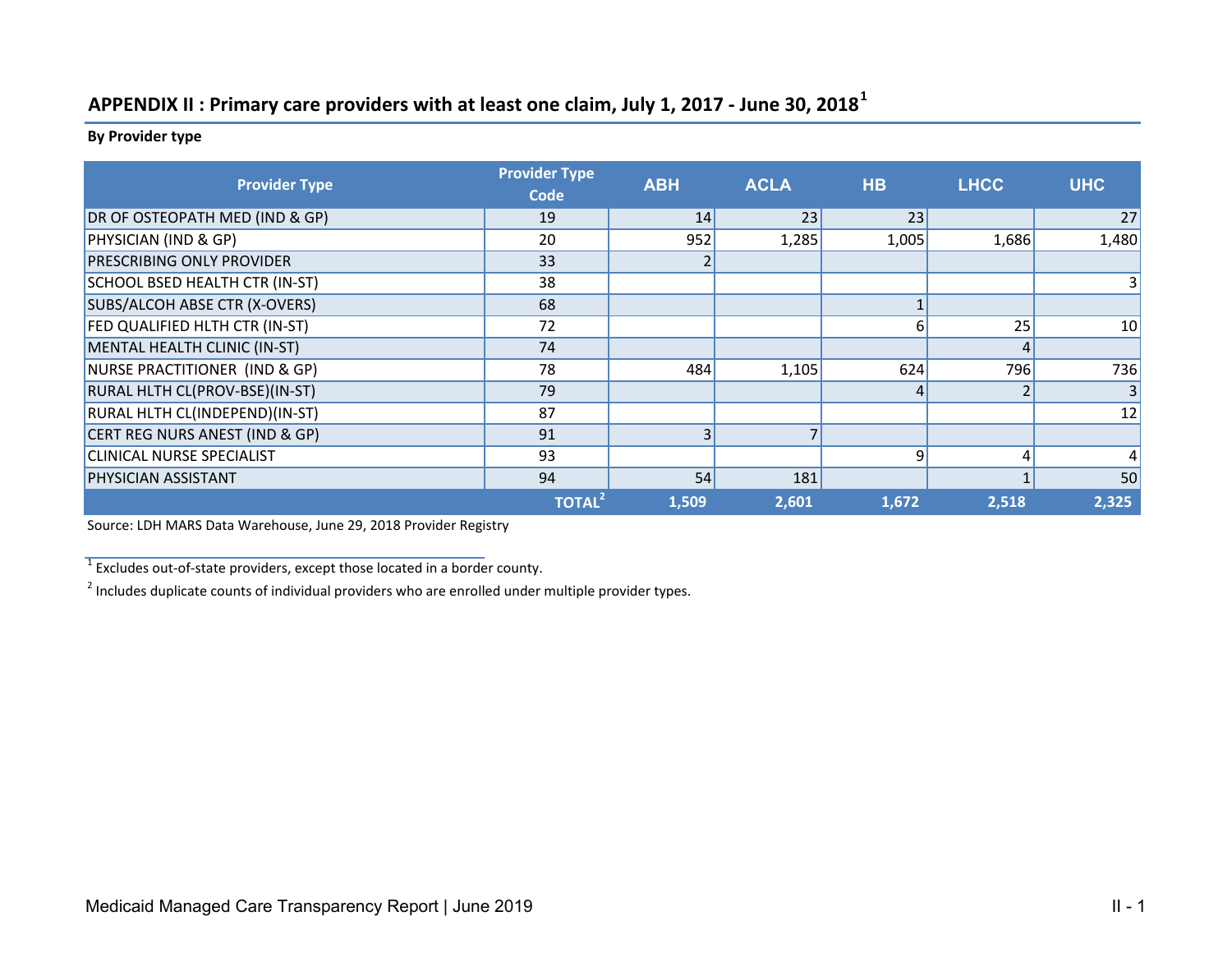## APPENDIX II : Primary care providers with at least one claim, July 1, 2017 - June 30, 2018[1]

**By Provider type**

| Provider Type | Provider Type Code | ABH | ACLA | HB | LHCC | UHC |
|---|---|---|---|---|---|---|
| DR OF OSTEOPATH MED (IND & GP) | 19 | 14 | 23 | 23 | | 27 |
| PHYSICIAN (IND & GP) | 20 | 952 | 1,285 | 1,005 | 1,686 | 1,480 |
| PRESCRIBING ONLY PROVIDER | 33 | 2 | | | | |
| SCHOOL BSED HEALTH CTR (IN-ST) | 38 | | | | | 3 |
| SUBS/ALCOH ABSE CTR (X-OVERS) | 68 | | | 1 | | |
| FED QUALIFIED HLTH CTR (IN-ST) | 72 | | | 6 | 25 | 10 |
| MENTAL HEALTH CLINIC (IN-ST) | 74 | | | | 4 | |
| NURSE PRACTITIONER (IND & GP) | 78 | 484 | 1,105 | 624 | 796 | 736 |
| RURAL HLTH CL(PROV-BSE)(IN-ST) | 79 | | | 4 | 2 | 3 |
| RURAL HLTH CL(INDEPEND)(IN-ST) | 87 | | | | | 12 |
| CERT REG NURS ANEST (IND & GP) | 91 | 3 | 7 | | | |
| CLINICAL NURSE SPECIALIST | 93 | | | 9 | 4 | 4 |
| PHYSICIAN ASSISTANT | 94 | 54 | 181 | | 1 | 50 |
| | **TOTAL[2]** | **1,509** | **2,601** | **1,672** | **2,518** | **2,325** |

Source: LDH MARS Data Warehouse, June 29, 2018 Provider Registry

[1] Excludes out-of-state providers, except those located in a border county.

[2] Includes duplicate counts of individual providers who are enrolled under multiple provider types.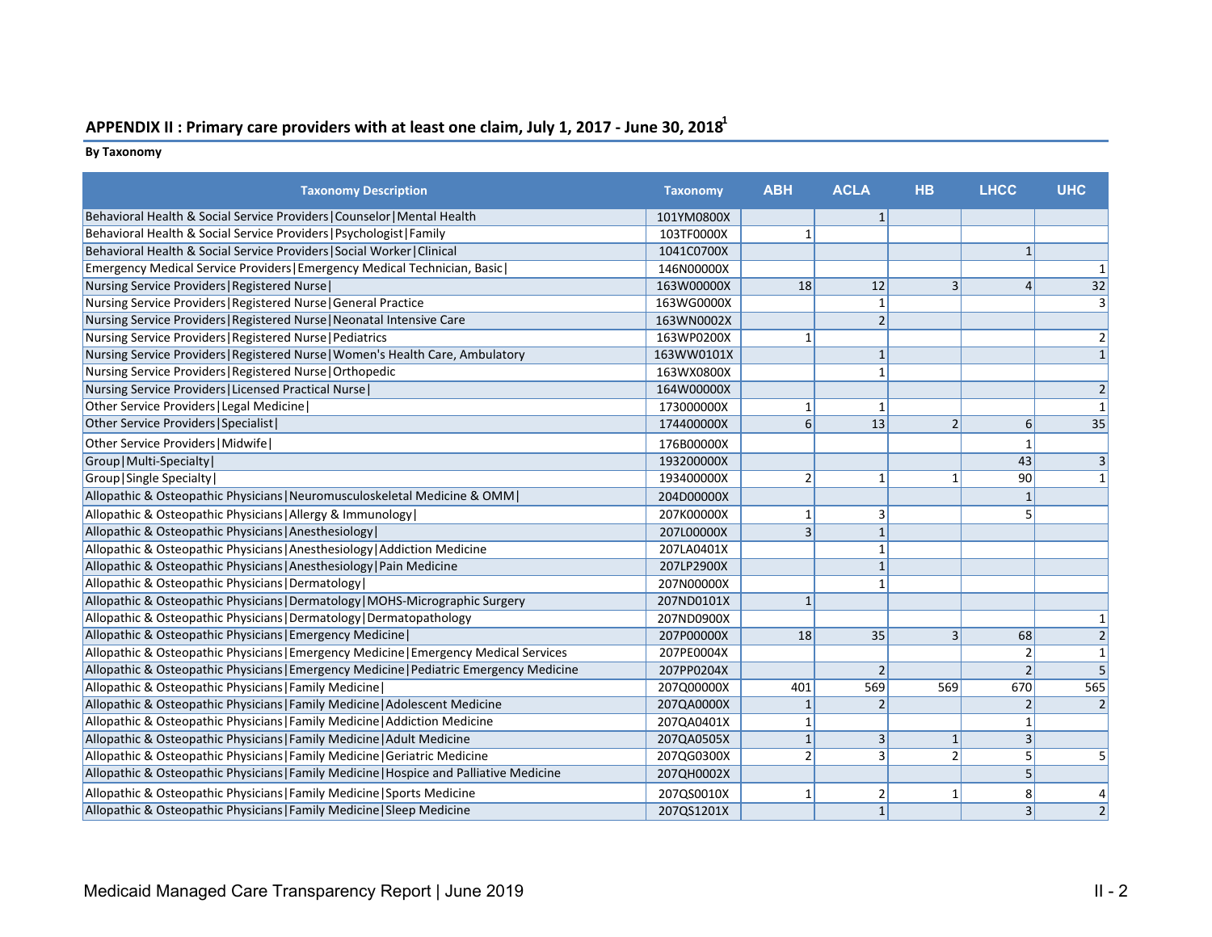## APPENDIX II : Primary care providers with at least one claim, July 1, 2017 - June 30, 2018[1]

**By Taxonomy**

| Taxonomy Description | Taxonomy | ABH | ACLA | HB | LHCC | UHC |
|---|---|---|---|---|---|---|
| Behavioral Health & Social Service Providers\|Counselor\|Mental Health | 101YM0800X | | 1 | | | |
| Behavioral Health & Social Service Providers\|Psychologist\|Family | 103TF0000X | 1 | | | | |
| Behavioral Health & Social Service Providers\|Social Worker\|Clinical | 1041C0700X | | | | 1 | |
| Emergency Medical Service Providers\|Emergency Medical Technician, Basic\| | 146N00000X | | | | | 1 |
| Nursing Service Providers\|Registered Nurse\| | 163W00000X | 18 | 12 | 3 | 4 | 32 |
| Nursing Service Providers\|Registered Nurse\|General Practice | 163WG0000X | | 1 | | | 3 |
| Nursing Service Providers\|Registered Nurse\|Neonatal Intensive Care | 163WN0002X | | 2 | | | |
| Nursing Service Providers\|Registered Nurse\|Pediatrics | 163WP0200X | 1 | | | | 2 |
| Nursing Service Providers\|Registered Nurse\|Women's Health Care, Ambulatory | 163WW0101X | | 1 | | | 1 |
| Nursing Service Providers\|Registered Nurse\|Orthopedic | 163WX0800X | | 1 | | | |
| Nursing Service Providers\|Licensed Practical Nurse\| | 164W00000X | | | | | 2 |
| Other Service Providers\|Legal Medicine\| | 173000000X | 1 | 1 | | | 1 |
| Other Service Providers\|Specialist\| | 174400000X | 6 | 13 | 2 | 6 | 35 |
| Other Service Providers\|Midwife\| | 176B00000X | | | | 1 | |
| Group\|Multi-Specialty\| | 193200000X | | | | 43 | 3 |
| Group\|Single Specialty\| | 193400000X | 2 | 1 | 1 | 90 | 1 |
| Allopathic & Osteopathic Physicians\|Neuromusculoskeletal Medicine & OMM\| | 204D00000X | | | | 1 | |
| Allopathic & Osteopathic Physicians\|Allergy & Immunology\| | 207K00000X | 1 | 3 | | 5 | |
| Allopathic & Osteopathic Physicians\|Anesthesiology\| | 207L00000X | 3 | 1 | | | |
| Allopathic & Osteopathic Physicians\|Anesthesiology\|Addiction Medicine | 207LA0401X | | 1 | | | |
| Allopathic & Osteopathic Physicians\|Anesthesiology\|Pain Medicine | 207LP2900X | | 1 | | | |
| Allopathic & Osteopathic Physicians\|Dermatology\| | 207N00000X | | 1 | | | |
| Allopathic & Osteopathic Physicians\|Dermatology\|MOHS-Micrographic Surgery | 207ND0101X | 1 | | | | |
| Allopathic & Osteopathic Physicians\|Dermatology\|Dermatopathology | 207ND0900X | | | | | 1 |
| Allopathic & Osteopathic Physicians\|Emergency Medicine\| | 207P00000X | 18 | 35 | 3 | 68 | 2 |
| Allopathic & Osteopathic Physicians\|Emergency Medicine\|Emergency Medical Services | 207PE0004X | | | | 2 | 1 |
| Allopathic & Osteopathic Physicians\|Emergency Medicine\|Pediatric Emergency Medicine | 207PP0204X | | 2 | | 2 | 5 |
| Allopathic & Osteopathic Physicians\|Family Medicine\| | 207Q00000X | 401 | 569 | 569 | 670 | 565 |
| Allopathic & Osteopathic Physicians\|Family Medicine\|Adolescent Medicine | 207QA0000X | 1 | 2 | | 2 | 2 |
| Allopathic & Osteopathic Physicians\|Family Medicine\|Addiction Medicine | 207QA0401X | 1 | | | 1 | |
| Allopathic & Osteopathic Physicians\|Family Medicine\|Adult Medicine | 207QA0505X | 1 | 3 | 1 | 3 | |
| Allopathic & Osteopathic Physicians\|Family Medicine\|Geriatric Medicine | 207QG0300X | 2 | 3 | 2 | 5 | 5 |
| Allopathic & Osteopathic Physicians\|Family Medicine\|Hospice and Palliative Medicine | 207QH0002X | | | | 5 | |
| Allopathic & Osteopathic Physicians\|Family Medicine\|Sports Medicine | 207QS0010X | 1 | 2 | 1 | 8 | 4 |
| Allopathic & Osteopathic Physicians\|Family Medicine\|Sleep Medicine | 207QS1201X | | 1 | | 3 | 2 |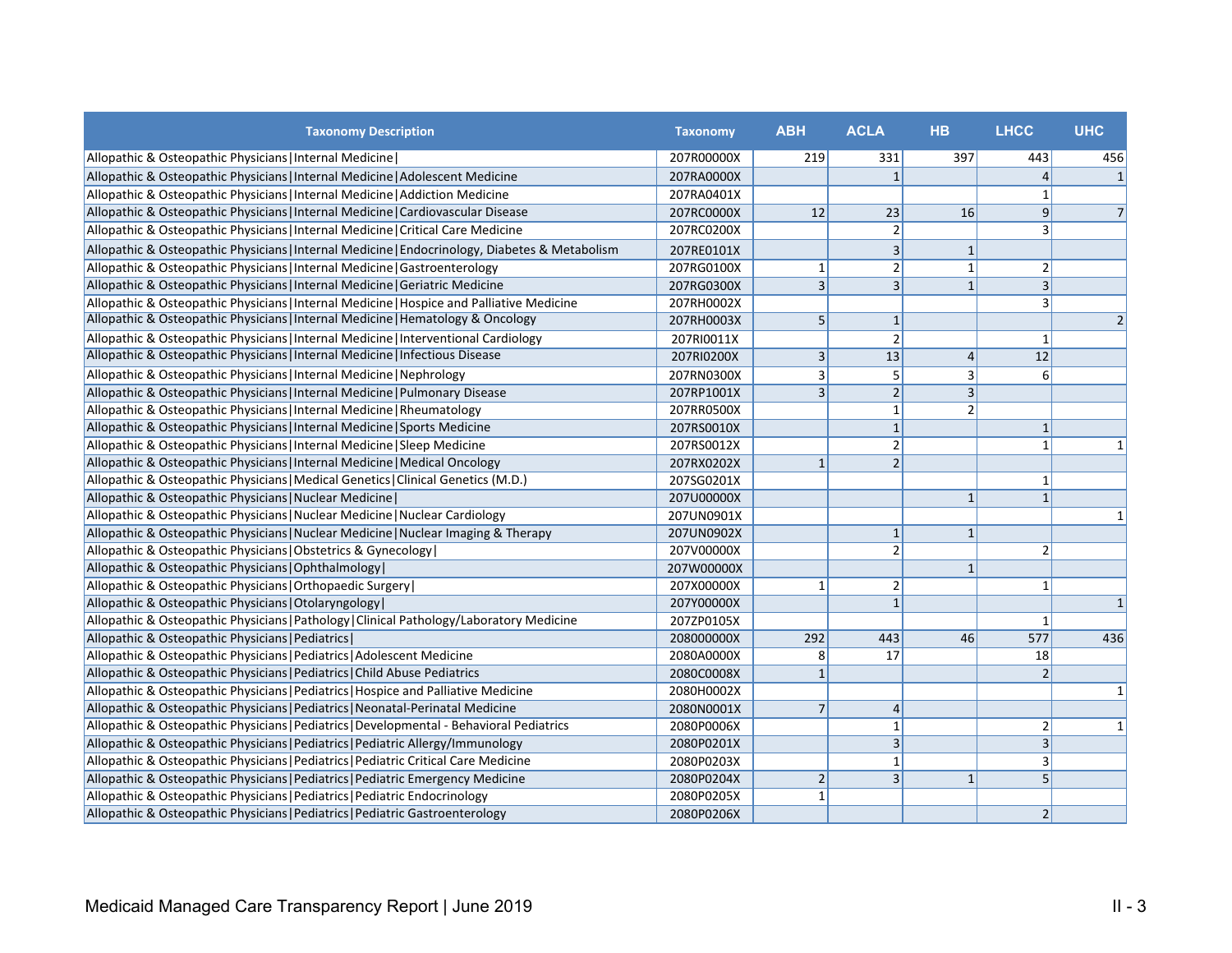| Taxonomy Description | Taxonomy | ABH | ACLA | HB | LHCC | UHC |
|---|---|---|---|---|---|---|
| Allopathic & Osteopathic Physicians\|Internal Medicine\| | 207R00000X | 219 | 331 | 397 | 443 | 456 |
| Allopathic & Osteopathic Physicians\|Internal Medicine\|Adolescent Medicine | 207RA0000X | | 1 | | 4 | 1 |
| Allopathic & Osteopathic Physicians\|Internal Medicine\|Addiction Medicine | 207RA0401X | | | | 1 | |
| Allopathic & Osteopathic Physicians\|Internal Medicine\|Cardiovascular Disease | 207RC0000X | 12 | 23 | 16 | 9 | 7 |
| Allopathic & Osteopathic Physicians\|Internal Medicine\|Critical Care Medicine | 207RC0200X | | 2 | | 3 | |
| Allopathic & Osteopathic Physicians\|Internal Medicine\|Endocrinology, Diabetes & Metabolism | 207RE0101X | | 3 | 1 | | |
| Allopathic & Osteopathic Physicians\|Internal Medicine\|Gastroenterology | 207RG0100X | 1 | 2 | 1 | 2 | |
| Allopathic & Osteopathic Physicians\|Internal Medicine\|Geriatric Medicine | 207RG0300X | 3 | 3 | 1 | 3 | |
| Allopathic & Osteopathic Physicians\|Internal Medicine\|Hospice and Palliative Medicine | 207RH0002X | | | | 3 | |
| Allopathic & Osteopathic Physicians\|Internal Medicine\|Hematology & Oncology | 207RH0003X | 5 | 1 | | | 2 |
| Allopathic & Osteopathic Physicians\|Internal Medicine\|Interventional Cardiology | 207RI0011X | | 2 | | 1 | |
| Allopathic & Osteopathic Physicians\|Internal Medicine\|Infectious Disease | 207RI0200X | 3 | 13 | 4 | 12 | |
| Allopathic & Osteopathic Physicians\|Internal Medicine\|Nephrology | 207RN0300X | 3 | 5 | 3 | 6 | |
| Allopathic & Osteopathic Physicians\|Internal Medicine\|Pulmonary Disease | 207RP1001X | 3 | 2 | 3 | | |
| Allopathic & Osteopathic Physicians\|Internal Medicine\|Rheumatology | 207RR0500X | | 1 | 2 | | |
| Allopathic & Osteopathic Physicians\|Internal Medicine\|Sports Medicine | 207RS0010X | | 1 | | 1 | |
| Allopathic & Osteopathic Physicians\|Internal Medicine\|Sleep Medicine | 207RS0012X | | 2 | | 1 | 1 |
| Allopathic & Osteopathic Physicians\|Internal Medicine\|Medical Oncology | 207RX0202X | 1 | 2 | | | |
| Allopathic & Osteopathic Physicians\|Medical Genetics\|Clinical Genetics (M.D.) | 207SG0201X | | | | 1 | |
| Allopathic & Osteopathic Physicians\|Nuclear Medicine\| | 207U00000X | | | 1 | 1 | |
| Allopathic & Osteopathic Physicians\|Nuclear Medicine\|Nuclear Cardiology | 207UN0901X | | | | | 1 |
| Allopathic & Osteopathic Physicians\|Nuclear Medicine\|Nuclear Imaging & Therapy | 207UN0902X | | 1 | 1 | | |
| Allopathic & Osteopathic Physicians\|Obstetrics & Gynecology\| | 207V00000X | | 2 | | 2 | |
| Allopathic & Osteopathic Physicians\|Ophthalmology\| | 207W00000X | | | 1 | | |
| Allopathic & Osteopathic Physicians\|Orthopaedic Surgery\| | 207X00000X | 1 | 2 | | 1 | |
| Allopathic & Osteopathic Physicians\|Otolaryngology\| | 207Y00000X | | 1 | | | 1 |
| Allopathic & Osteopathic Physicians\|Pathology\|Clinical Pathology/Laboratory Medicine | 207ZP0105X | | | | 1 | |
| Allopathic & Osteopathic Physicians\|Pediatrics\| | 208000000X | 292 | 443 | 46 | 577 | 436 |
| Allopathic & Osteopathic Physicians\|Pediatrics\|Adolescent Medicine | 2080A0000X | 8 | 17 | | 18 | |
| Allopathic & Osteopathic Physicians\|Pediatrics\|Child Abuse Pediatrics | 2080C0008X | 1 | | | 2 | |
| Allopathic & Osteopathic Physicians\|Pediatrics\|Hospice and Palliative Medicine | 2080H0002X | | | | | 1 |
| Allopathic & Osteopathic Physicians\|Pediatrics\|Neonatal-Perinatal Medicine | 2080N0001X | 7 | 4 | | | |
| Allopathic & Osteopathic Physicians\|Pediatrics\|Developmental - Behavioral Pediatrics | 2080P0006X | | 1 | | 2 | 1 |
| Allopathic & Osteopathic Physicians\|Pediatrics\|Pediatric Allergy/Immunology | 2080P0201X | | 3 | | 3 | |
| Allopathic & Osteopathic Physicians\|Pediatrics\|Pediatric Critical Care Medicine | 2080P0203X | | 1 | | 3 | |
| Allopathic & Osteopathic Physicians\|Pediatrics\|Pediatric Emergency Medicine | 2080P0204X | 2 | 3 | 1 | 5 | |
| Allopathic & Osteopathic Physicians\|Pediatrics\|Pediatric Endocrinology | 2080P0205X | 1 | | | | |
| Allopathic & Osteopathic Physicians\|Pediatrics\|Pediatric Gastroenterology | 2080P0206X | | | | 2 | |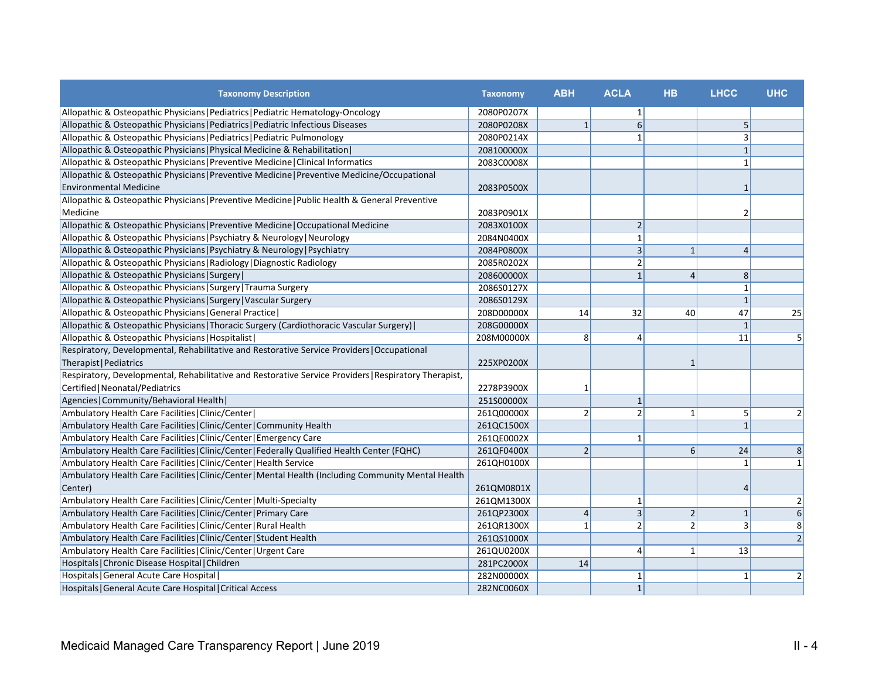| Taxonomy Description | Taxonomy | ABH | ACLA | HB | LHCC | UHC |
|---|---|---|---|---|---|---|
| Allopathic & Osteopathic Physicians\|Pediatrics\|Pediatric Hematology-Oncology | 2080P0207X | | 1 | | | |
| Allopathic & Osteopathic Physicians\|Pediatrics\|Pediatric Infectious Diseases | 2080P0208X | 1 | 6 | | 5 | |
| Allopathic & Osteopathic Physicians\|Pediatrics\|Pediatric Pulmonology | 2080P0214X | | 1 | | 3 | |
| Allopathic & Osteopathic Physicians\|Physical Medicine & Rehabilitation\| | 208100000X | | | | 1 | |
| Allopathic & Osteopathic Physicians\|Preventive Medicine\|Clinical Informatics | 2083C0008X | | | | 1 | |
| Allopathic & Osteopathic Physicians\|Preventive Medicine\|Preventive Medicine/Occupational Environmental Medicine | 2083P0500X | | | | 1 | |
| Allopathic & Osteopathic Physicians\|Preventive Medicine\|Public Health & General Preventive Medicine | 2083P0901X | | | | 2 | |
| Allopathic & Osteopathic Physicians\|Preventive Medicine\|Occupational Medicine | 2083X0100X | | 2 | | | |
| Allopathic & Osteopathic Physicians\|Psychiatry & Neurology\|Neurology | 2084N0400X | | 1 | | | |
| Allopathic & Osteopathic Physicians\|Psychiatry & Neurology\|Psychiatry | 2084P0800X | | 3 | 1 | 4 | |
| Allopathic & Osteopathic Physicians\|Radiology\|Diagnostic Radiology | 2085R0202X | | 2 | | | |
| Allopathic & Osteopathic Physicians\|Surgery\| | 208600000X | | 1 | 4 | 8 | |
| Allopathic & Osteopathic Physicians\|Surgery\|Trauma Surgery | 2086S0127X | | | | 1 | |
| Allopathic & Osteopathic Physicians\|Surgery\|Vascular Surgery | 2086S0129X | | | | 1 | |
| Allopathic & Osteopathic Physicians\|General Practice\| | 208D00000X | 14 | 32 | 40 | 47 | 25 |
| Allopathic & Osteopathic Physicians\|Thoracic Surgery (Cardiothoracic Vascular Surgery)\| | 208G00000X | | | | 1 | |
| Allopathic & Osteopathic Physicians\|Hospitalist\| | 208M00000X | 8 | 4 | | 11 | 5 |
| Respiratory, Developmental, Rehabilitative and Restorative Service Providers\|Occupational Therapist\|Pediatrics | 225XP0200X | | | 1 | | |
| Respiratory, Developmental, Rehabilitative and Restorative Service Providers\|Respiratory Therapist, Certified\|Neonatal/Pediatrics | 2278P3900X | 1 | | | | |
| Agencies\|Community/Behavioral Health\| | 251S00000X | | 1 | | | |
| Ambulatory Health Care Facilities\|Clinic/Center\| | 261Q00000X | 2 | 2 | 1 | 5 | 2 |
| Ambulatory Health Care Facilities\|Clinic/Center\|Community Health | 261QC1500X | | | | 1 | |
| Ambulatory Health Care Facilities\|Clinic/Center\|Emergency Care | 261QE0002X | | 1 | | | |
| Ambulatory Health Care Facilities\|Clinic/Center\|Federally Qualified Health Center (FQHC) | 261QF0400X | 2 | | 6 | 24 | 8 |
| Ambulatory Health Care Facilities\|Clinic/Center\|Health Service | 261QH0100X | | | | 1 | 1 |
| Ambulatory Health Care Facilities\|Clinic/Center\|Mental Health (Including Community Mental Health Center) | 261QM0801X | | | | 4 | |
| Ambulatory Health Care Facilities\|Clinic/Center\|Multi-Specialty | 261QM1300X | | 1 | | | 2 |
| Ambulatory Health Care Facilities\|Clinic/Center\|Primary Care | 261QP2300X | 4 | 3 | 2 | 1 | 6 |
| Ambulatory Health Care Facilities\|Clinic/Center\|Rural Health | 261QR1300X | 1 | 2 | 2 | 3 | 8 |
| Ambulatory Health Care Facilities\|Clinic/Center\|Student Health | 261QS1000X | | | | | 2 |
| Ambulatory Health Care Facilities\|Clinic/Center\|Urgent Care | 261QU0200X | | 4 | 1 | 13 | |
| Hospitals\|Chronic Disease Hospital\|Children | 281PC2000X | 14 | | | | |
| Hospitals\|General Acute Care Hospital\| | 282N00000X | | 1 | | 1 | 2 |
| Hospitals\|General Acute Care Hospital\|Critical Access | 282NC0060X | | 1 | | | |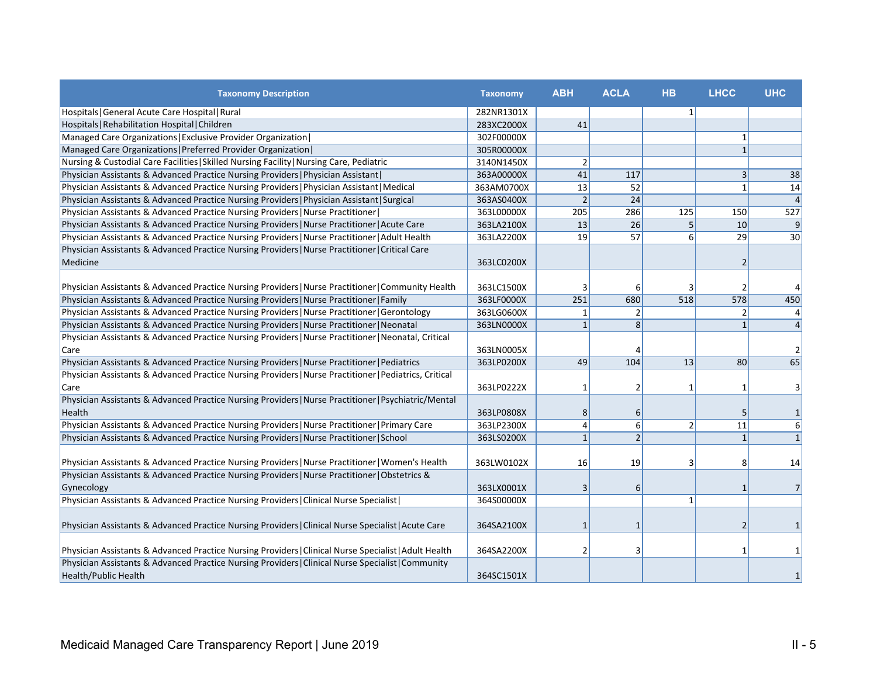| Taxonomy Description | Taxonomy | ABH | ACLA | HB | LHCC | UHC |
|---|---|---|---|---|---|---|
| Hospitals\|General Acute Care Hospital\|Rural | 282NR1301X | | | 1 | | |
| Hospitals\|Rehabilitation Hospital\|Children | 283XC2000X | 41 | | | | |
| Managed Care Organizations\|Exclusive Provider Organization\| | 302F00000X | | | | 1 | |
| Managed Care Organizations\|Preferred Provider Organization\| | 305R00000X | | | | 1 | |
| Nursing & Custodial Care Facilities\|Skilled Nursing Facility\|Nursing Care, Pediatric | 3140N1450X | 2 | | | | |
| Physician Assistants & Advanced Practice Nursing Providers\|Physician Assistant\| | 363A00000X | 41 | 117 | | 3 | 38 |
| Physician Assistants & Advanced Practice Nursing Providers\|Physician Assistant\|Medical | 363AM0700X | 13 | 52 | | 1 | 14 |
| Physician Assistants & Advanced Practice Nursing Providers\|Physician Assistant\|Surgical | 363AS0400X | 2 | 24 | | | 4 |
| Physician Assistants & Advanced Practice Nursing Providers\|Nurse Practitioner\| | 363L00000X | 205 | 286 | 125 | 150 | 527 |
| Physician Assistants & Advanced Practice Nursing Providers\|Nurse Practitioner\|Acute Care | 363LA2100X | 13 | 26 | 5 | 10 | 9 |
| Physician Assistants & Advanced Practice Nursing Providers\|Nurse Practitioner\|Adult Health | 363LA2200X | 19 | 57 | 6 | 29 | 30 |
| Physician Assistants & Advanced Practice Nursing Providers\|Nurse Practitioner\|Critical Care Medicine | 363LC0200X | | | | 2 | |
| Physician Assistants & Advanced Practice Nursing Providers\|Nurse Practitioner\|Community Health | 363LC1500X | 3 | 6 | 3 | 2 | 4 |
| Physician Assistants & Advanced Practice Nursing Providers\|Nurse Practitioner\|Family | 363LF0000X | 251 | 680 | 518 | 578 | 450 |
| Physician Assistants & Advanced Practice Nursing Providers\|Nurse Practitioner\|Gerontology | 363LG0600X | 1 | 2 | | 2 | 4 |
| Physician Assistants & Advanced Practice Nursing Providers\|Nurse Practitioner\|Neonatal | 363LN0000X | 1 | 8 | | 1 | 4 |
| Physician Assistants & Advanced Practice Nursing Providers\|Nurse Practitioner\|Neonatal, Critical Care | 363LN0005X | | 4 | | | 2 |
| Physician Assistants & Advanced Practice Nursing Providers\|Nurse Practitioner\|Pediatrics | 363LP0200X | 49 | 104 | 13 | 80 | 65 |
| Physician Assistants & Advanced Practice Nursing Providers\|Nurse Practitioner\|Pediatrics, Critical Care | 363LP0222X | 1 | 2 | 1 | 1 | 3 |
| Physician Assistants & Advanced Practice Nursing Providers\|Nurse Practitioner\|Psychiatric/Mental Health | 363LP0808X | 8 | 6 | | 5 | 1 |
| Physician Assistants & Advanced Practice Nursing Providers\|Nurse Practitioner\|Primary Care | 363LP2300X | 4 | 6 | 2 | 11 | 6 |
| Physician Assistants & Advanced Practice Nursing Providers\|Nurse Practitioner\|School | 363LS0200X | 1 | 2 | | 1 | 1 |
| Physician Assistants & Advanced Practice Nursing Providers\|Nurse Practitioner\|Women's Health | 363LW0102X | 16 | 19 | 3 | 8 | 14 |
| Physician Assistants & Advanced Practice Nursing Providers\|Nurse Practitioner\|Obstetrics & Gynecology | 363LX0001X | 3 | 6 | | 1 | 7 |
| Physician Assistants & Advanced Practice Nursing Providers\|Clinical Nurse Specialist\| | 364S00000X | | | 1 | | |
| Physician Assistants & Advanced Practice Nursing Providers\|Clinical Nurse Specialist\|Acute Care | 364SA2100X | 1 | 1 | | 2 | 1 |
| Physician Assistants & Advanced Practice Nursing Providers\|Clinical Nurse Specialist\|Adult Health | 364SA2200X | 2 | 3 | | 1 | 1 |
| Physician Assistants & Advanced Practice Nursing Providers\|Clinical Nurse Specialist\|Community Health/Public Health | 364SC1501X | | | | | 1 |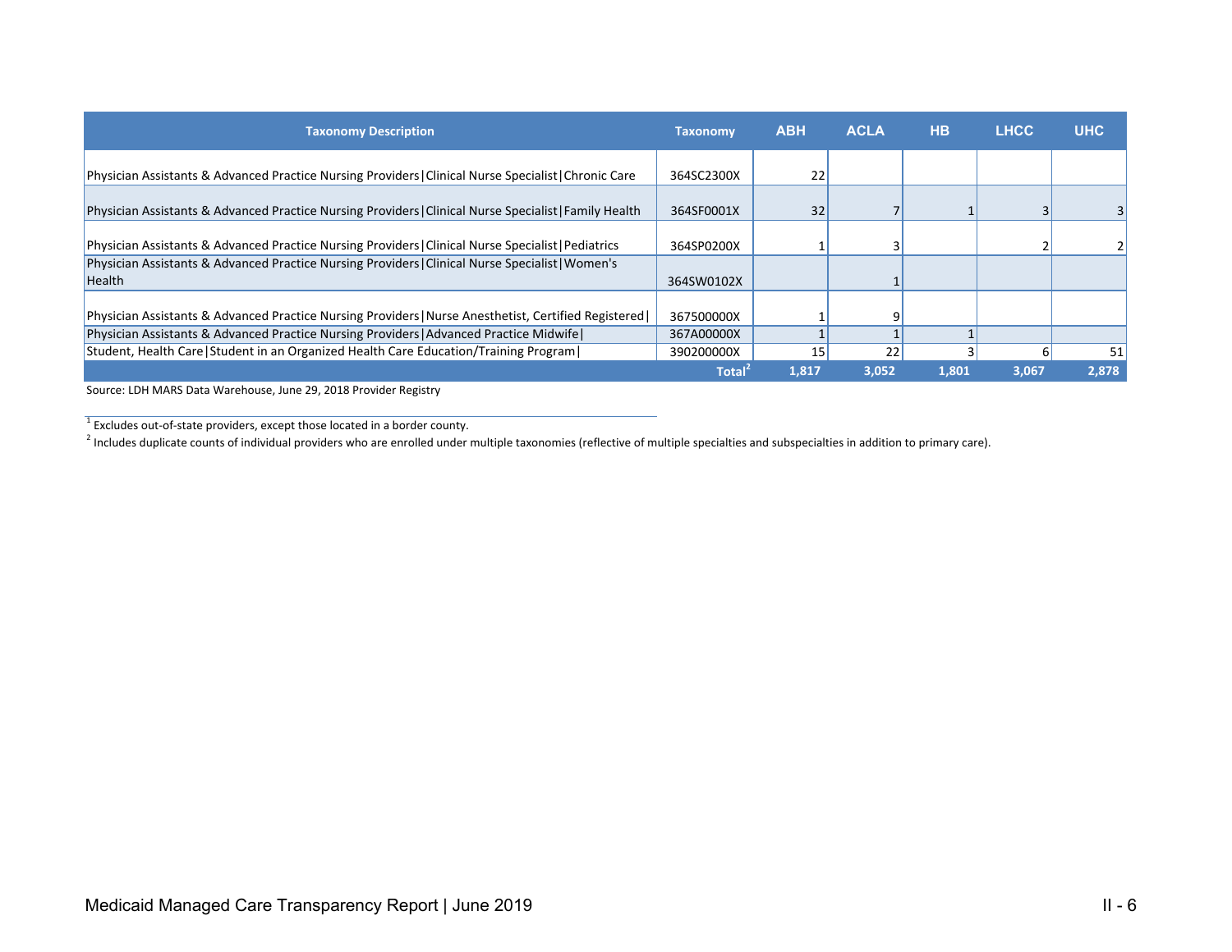| Taxonomy Description | Taxonomy | ABH | ACLA | HB | LHCC | UHC |
|---|---|---|---|---|---|---|
| Physician Assistants & Advanced Practice Nursing Providers\|Clinical Nurse Specialist\|Chronic Care | 364SC2300X | 22 | | | | |
| Physician Assistants & Advanced Practice Nursing Providers\|Clinical Nurse Specialist\|Family Health | 364SF0001X | 32 | 7 | 1 | 3 | 3 |
| Physician Assistants & Advanced Practice Nursing Providers\|Clinical Nurse Specialist\|Pediatrics | 364SP0200X | 1 | 3 | | 2 | 2 |
| Physician Assistants & Advanced Practice Nursing Providers\|Clinical Nurse Specialist\|Women's Health | 364SW0102X | | 1 | | | |
| Physician Assistants & Advanced Practice Nursing Providers\|Nurse Anesthetist, Certified Registered\| | 367500000X | 1 | 9 | | | |
| Physician Assistants & Advanced Practice Nursing Providers\|Advanced Practice Midwife\| | 367A00000X | 1 | 1 | 1 | | |
| Student, Health Care\|Student in an Organized Health Care Education/Training Program\| | 390200000X | 15 | 22 | 3 | 6 | 51 |
| | Total[2] | 1,817 | 3,052 | 1,801 | 3,067 | 2,878 |

Source: LDH MARS Data Warehouse, June 29, 2018 Provider Registry

[1] Excludes out-of-state providers, except those located in a border county.

[2] Includes duplicate counts of individual providers who are enrolled under multiple taxonomies (reflective of multiple specialties and subspecialties in addition to primary care).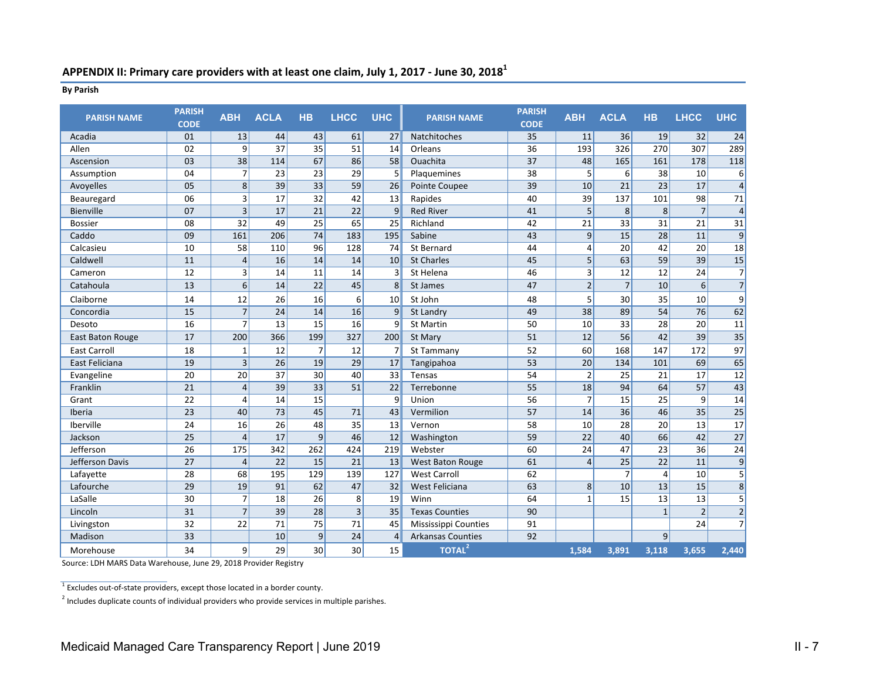## APPENDIX II: Primary care providers with at least one claim, July 1, 2017 - June 30, 2018[1]

**By Parish**

| PARISH NAME | PARISH CODE | ABH | ACLA | HB | LHCC | UHC | PARISH NAME | PARISH CODE | ABH | ACLA | HB | LHCC | UHC |
|---|---|---|---|---|---|---|---|---|---|---|---|---|---|
| Acadia | 01 | 13 | 44 | 43 | 61 | 27 | Natchitoches | 35 | 11 | 36 | 19 | 32 | 24 |
| Allen | 02 | 9 | 37 | 35 | 51 | 14 | Orleans | 36 | 193 | 326 | 270 | 307 | 289 |
| Ascension | 03 | 38 | 114 | 67 | 86 | 58 | Ouachita | 37 | 48 | 165 | 161 | 178 | 118 |
| Assumption | 04 | 7 | 23 | 23 | 29 | 5 | Plaquemines | 38 | 5 | 6 | 38 | 10 | 6 |
| Avoyelles | 05 | 8 | 39 | 33 | 59 | 26 | Pointe Coupee | 39 | 10 | 21 | 23 | 17 | 4 |
| Beauregard | 06 | 3 | 17 | 32 | 42 | 13 | Rapides | 40 | 39 | 137 | 101 | 98 | 71 |
| Bienville | 07 | 3 | 17 | 21 | 22 | 9 | Red River | 41 | 5 | 8 | 8 | 7 | 4 |
| Bossier | 08 | 32 | 49 | 25 | 65 | 25 | Richland | 42 | 21 | 33 | 31 | 21 | 31 |
| Caddo | 09 | 161 | 206 | 74 | 183 | 195 | Sabine | 43 | 9 | 15 | 28 | 11 | 9 |
| Calcasieu | 10 | 58 | 110 | 96 | 128 | 74 | St Bernard | 44 | 4 | 20 | 42 | 20 | 18 |
| Caldwell | 11 | 4 | 16 | 14 | 14 | 10 | St Charles | 45 | 5 | 63 | 59 | 39 | 15 |
| Cameron | 12 | 3 | 14 | 11 | 14 | 3 | St Helena | 46 | 3 | 12 | 12 | 24 | 7 |
| Catahoula | 13 | 6 | 14 | 22 | 45 | 8 | St James | 47 | 2 | 7 | 10 | 6 | 7 |
| Claiborne | 14 | 12 | 26 | 16 | 6 | 10 | St John | 48 | 5 | 30 | 35 | 10 | 9 |
| Concordia | 15 | 7 | 24 | 14 | 16 | 9 | St Landry | 49 | 38 | 89 | 54 | 76 | 62 |
| Desoto | 16 | 7 | 13 | 15 | 16 | 9 | St Martin | 50 | 10 | 33 | 28 | 20 | 11 |
| East Baton Rouge | 17 | 200 | 366 | 199 | 327 | 200 | St Mary | 51 | 12 | 56 | 42 | 39 | 35 |
| East Carroll | 18 | 1 | 12 | 7 | 12 | 7 | St Tammany | 52 | 60 | 168 | 147 | 172 | 97 |
| East Feliciana | 19 | 3 | 26 | 19 | 29 | 17 | Tangipahoa | 53 | 20 | 134 | 101 | 69 | 65 |
| Evangeline | 20 | 20 | 37 | 30 | 40 | 33 | Tensas | 54 | 2 | 25 | 21 | 17 | 12 |
| Franklin | 21 | 4 | 39 | 33 | 51 | 22 | Terrebonne | 55 | 18 | 94 | 64 | 57 | 43 |
| Grant | 22 | 4 | 14 | 15 | | 9 | Union | 56 | 7 | 15 | 25 | 9 | 14 |
| Iberia | 23 | 40 | 73 | 45 | 71 | 43 | Vermilion | 57 | 14 | 36 | 46 | 35 | 25 |
| Iberville | 24 | 16 | 26 | 48 | 35 | 13 | Vernon | 58 | 10 | 28 | 20 | 13 | 17 |
| Jackson | 25 | 4 | 17 | 9 | 46 | 12 | Washington | 59 | 22 | 40 | 66 | 42 | 27 |
| Jefferson | 26 | 175 | 342 | 262 | 424 | 219 | Webster | 60 | 24 | 47 | 23 | 36 | 24 |
| Jefferson Davis | 27 | 4 | 22 | 15 | 21 | 13 | West Baton Rouge | 61 | 4 | 25 | 22 | 11 | 9 |
| Lafayette | 28 | 68 | 195 | 129 | 139 | 127 | West Carroll | 62 | | 7 | 4 | 10 | 5 |
| Lafourche | 29 | 19 | 91 | 62 | 47 | 32 | West Feliciana | 63 | 8 | 10 | 13 | 15 | 8 |
| LaSalle | 30 | 7 | 18 | 26 | 8 | 19 | Winn | 64 | 1 | 15 | 13 | 13 | 5 |
| Lincoln | 31 | 7 | 39 | 28 | 3 | 35 | Texas Counties | 90 | | | 1 | 2 | 2 |
| Livingston | 32 | 22 | 71 | 75 | 71 | 45 | Mississippi Counties | 91 | | | | 24 | 7 |
| Madison | 33 | | 10 | 9 | 24 | 4 | Arkansas Counties | 92 | | | 9 | | |
| Morehouse | 34 | 9 | 29 | 30 | 30 | 15 | **TOTAL[2]** | | **1,584** | **3,891** | **3,118** | **3,655** | **2,440** |

Source: LDH MARS Data Warehouse, June 29, 2018 Provider Registry

[1] Excludes out-of-state providers, except those located in a border county.

[2] Includes duplicate counts of individual providers who provide services in multiple parishes.